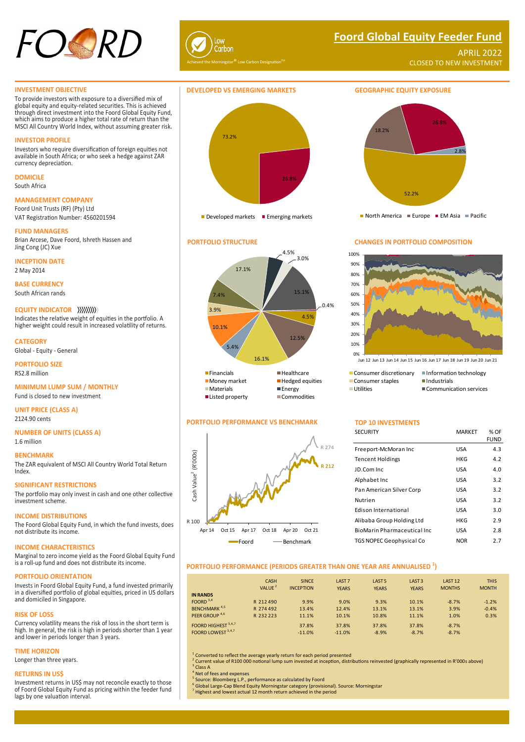# Foord Global Equity Feeder Fund

APRIL 2022
CLOSED TO NEW INVESTMENT

Low Carbon
Achieved the Morningstar® Low Carbon Designation™

## INVESTMENT OBJECTIVE

To provide investors with exposure to a diversified mix of global equity and equity-related securities. This is achieved through direct investment into the Foord Global Equity Fund, which aims to produce a higher total rate of return than the MSCI All Country World Index, without assuming greater risk.

## INVESTOR PROFILE

Investors who require diversification of foreign equities not available in South Africa; or who seek a hedge against ZAR currency depreciation.

## DOMICILE

South Africa

## MANAGEMENT COMPANY

Foord Unit Trusts (RF) (Pty) Ltd
VAT Registration Number: 4560201594

## FUND MANAGERS

Brian Arcese, Dave Foord, Ishreth Hassen and Jing Cong (JC) Xue

## INCEPTION DATE

2 May 2014

## BASE CURRENCY

South African rands

## EQUITY INDICATOR

Indicates the relative weight of equities in the portfolio. A higher weight could result in increased volatility of returns.

## CATEGORY

Global - Equity - General

## PORTFOLIO SIZE

R52.8 million

## MINIMUM LUMP SUM / MONTHLY

Fund is closed to new investment

## UNIT PRICE (CLASS A)

2124.90 cents

## NUMBER OF UNITS (CLASS A)

1.6 million

## BENCHMARK

The ZAR equivalent of MSCI All Country World Total Return Index.

## SIGNIFICANT RESTRICTIONS

The portfolio may only invest in cash and one other collective investment scheme.

## INCOME DISTRIBUTIONS

The Foord Global Equity Fund, in which the fund invests, does not distribute its income.

## INCOME CHARACTERISTICS

Marginal to zero income yield as the Foord Global Equity Fund is a roll-up fund and does not distribute its income.

## PORTFOLIO ORIENTATION

Invests in Foord Global Equity Fund, a fund invested primarily in a diversified portfolio of global equities, priced in US dollars and domiciled in Singapore.

## RISK OF LOSS

Currency volatility means the risk of loss in the short term is high. In general, the risk is high in periods shorter than 1 year and lower in periods longer than 3 years.

## TIME HORIZON

Longer than three years.

## RETURNS IN US$

Investment returns in US$ may not reconcile exactly to those of Foord Global Equity Fund as pricing within the feeder fund lags by one valuation interval.

## DEVELOPED VS EMERGING MARKETS

Developed markets 73.2%; Emerging markets 26.8%

## GEOGRAPHIC EQUITY EXPOSURE

North America 52.2%; Europe 18.2%; EM Asia 26.8%; Pacific 2.8%

## PORTFOLIO STRUCTURE

Slice values: 4.5%, 3.0%, 15.1%, 0.4%, 4.5%, 12.5%, 16.1%, 5.4%, 10.1%, 3.9%, 7.4%, 17.1%

Legend: Financials, Healthcare, Money market, Hedged equities, Materials, Energy, Listed property, Commodities, Consumer discretionary, Information technology, Consumer staples, Industrials, Utilities, Communication services

## CHANGES IN PORTFOLIO COMPOSITION

Jun 12 – Jun 21

## PORTFOLIO PERFORMANCE VS BENCHMARK

Cash Value² (R'000s), Apr 14 – Oct 21: Foord R 212; Benchmark R 274 (starting R 100)

## TOP 10 INVESTMENTS

| SECURITY | MARKET | % OF FUND |
|---|---|---|
| Freeport-McMoran Inc | USA | 4.3 |
| Tencent Holdings | HKG | 4.2 |
| JD.Com Inc | USA | 4.0 |
| Alphabet Inc | USA | 3.2 |
| Pan American Silver Corp | USA | 3.2 |
| Nutrien | USA | 3.2 |
| Edison International | USA | 3.0 |
| Alibaba Group Holding Ltd | HKG | 2.9 |
| BioMarin Pharmaceutical Inc | USA | 2.8 |
| TGS NOPEC Geophysical Co | NOR | 2.7 |

## PORTFOLIO PERFORMANCE (PERIODS GREATER THAN ONE YEAR ARE ANNUALISED [1])

| IN RANDS | CASH VALUE [2] | SINCE INCEPTION | LAST 7 YEARS | LAST 5 YEARS | LAST 3 YEARS | LAST 12 MONTHS | THIS MONTH |
|---|---|---|---|---|---|---|---|
| FOORD [3,4] | R 212 490 | 9.9% | 9.0% | 9.3% | 10.1% | -8.7% | -1.2% |
| BENCHMARK [4,5] | R 274 492 | 13.4% | 12.4% | 13.1% | 13.1% | 3.9% | -0.4% |
| PEER GROUP [4,6] | R 232 223 | 11.1% | 10.1% | 10.8% | 11.1% | 1.0% | 0.3% |
| FOORD HIGHEST [3,4,7] | | 37.8% | 37.8% | 37.8% | 37.8% | -8.7% | |
| FOORD LOWEST [3,4,7] | | -11.0% | -11.0% | -8.9% | -8.7% | -8.7% | |

[1] Converted to reflect the average yearly return for each period presented
[2] Current value of R100 000 notional lump sum invested at inception, distributions reinvested (graphically represented in R'000s above)
[3] Class A
[4] Net of fees and expenses
[5] Source: Bloomberg L.P., performance as calculated by Foord
[6] Global Large-Cap Blend Equity Morningstar category (provisional). Source: Morningstar
[7] Highest and lowest actual 12 month return achieved in the period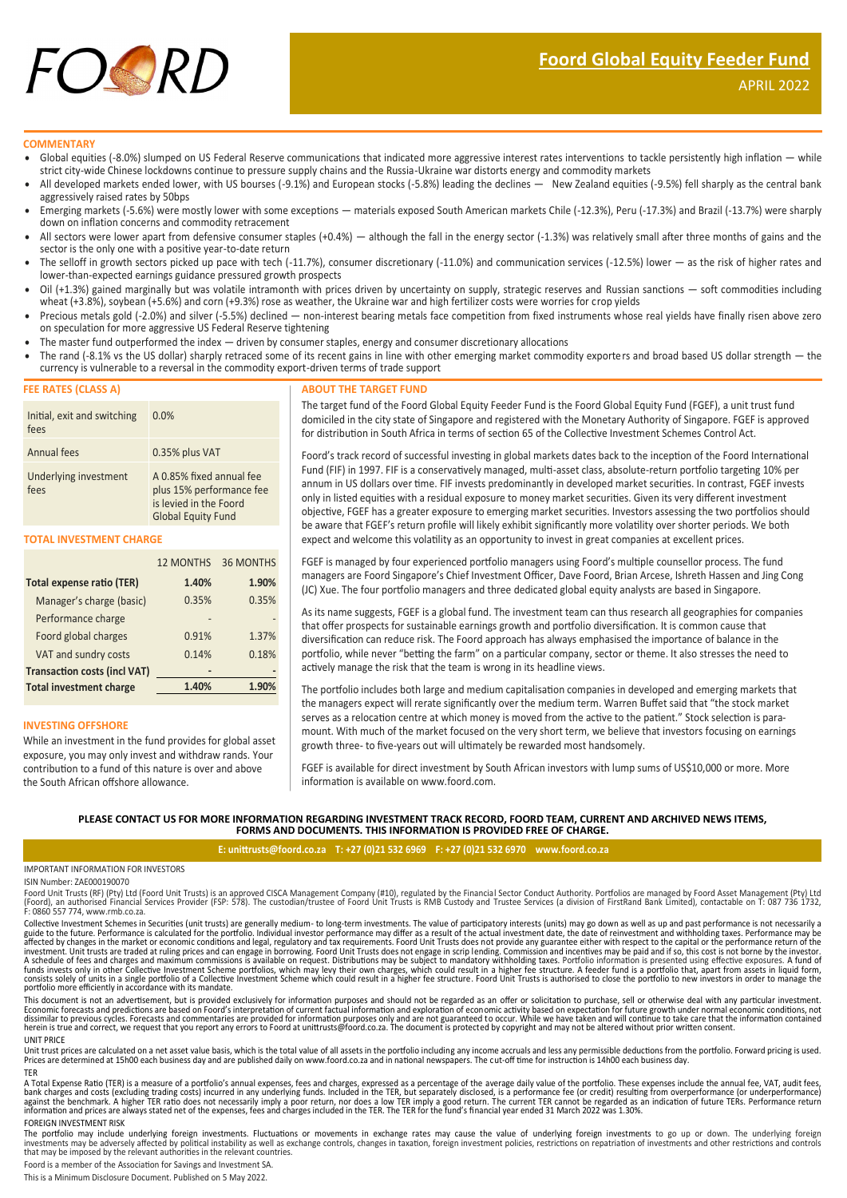# Foord Global Equity Feeder Fund

APRIL 2022

## COMMENTARY

- Global equities (-8.0%) slumped on US Federal Reserve communications that indicated more aggressive interest rates interventions to tackle persistently high inflation — while strict city-wide Chinese lockdowns continue to pressure supply chains and the Russia-Ukraine war distorts energy and commodity markets
- All developed markets ended lower, with US bourses (-9.1%) and European stocks (-5.8%) leading the declines — New Zealand equities (-9.5%) fell sharply as the central bank aggressively raised rates by 50bps
- Emerging markets (-5.6%) were mostly lower with some exceptions — materials exposed South American markets Chile (-12.3%), Peru (-17.3%) and Brazil (-13.7%) were sharply down on inflation concerns and commodity retracement
- All sectors were lower apart from defensive consumer staples (+0.4%) — although the fall in the energy sector (-1.3%) was relatively small after three months of gains and the sector is the only one with a positive year-to-date return
- The selloff in growth sectors picked up pace with tech (-11.7%), consumer discretionary (-11.0%) and communication services (-12.5%) lower — as the risk of higher rates and lower-than-expected earnings guidance pressured growth prospects
- Oil (+1.3%) gained marginally but was volatile intramonth with prices driven by uncertainty on supply, strategic reserves and Russian sanctions — soft commodities including wheat (+3.8%), soybean (+5.6%) and corn (+9.3%) rose as weather, the Ukraine war and high fertilizer costs were worries for crop yields
- Precious metals gold (-2.0%) and silver (-5.5%) declined — non-interest bearing metals face competition from fixed instruments whose real yields have finally risen above zero on speculation for more aggressive US Federal Reserve tightening
- The master fund outperformed the index — driven by consumer staples, energy and consumer discretionary allocations
- The rand (-8.1% vs the US dollar) sharply retraced some of its recent gains in line with other emerging market commodity exporters and broad based US dollar strength — the currency is vulnerable to a reversal in the commodity export-driven terms of trade support

## FEE RATES (CLASS A)

| | |
|---|---|
| Initial, exit and switching fees | 0.0% |
| Annual fees | 0.35% plus VAT |
| Underlying investment fees | A 0.85% fixed annual fee plus 15% performance fee is levied in the Foord Global Equity Fund |

## TOTAL INVESTMENT CHARGE

| | 12 MONTHS | 36 MONTHS |
|---|---|---|
| **Total expense ratio (TER)** | **1.40%** | **1.90%** |
| Manager's charge (basic) | 0.35% | 0.35% |
| Performance charge | - | - |
| Foord global charges | 0.91% | 1.37% |
| VAT and sundry costs | 0.14% | 0.18% |
| **Transaction costs (incl VAT)** | **-** | **-** |
| **Total investment charge** | **1.40%** | **1.90%** |

## INVESTING OFFSHORE

While an investment in the fund provides for global asset exposure, you may only invest and withdraw rands. Your contribution to a fund of this nature is over and above the South African offshore allowance.

## ABOUT THE TARGET FUND

The target fund of the Foord Global Equity Feeder Fund is the Foord Global Equity Fund (FGEF), a unit trust fund domiciled in the city state of Singapore and registered with the Monetary Authority of Singapore. FGEF is approved for distribution in South Africa in terms of section 65 of the Collective Investment Schemes Control Act.

Foord's track record of successful investing in global markets dates back to the inception of the Foord International Fund (FIF) in 1997. FIF is a conservatively managed, multi-asset class, absolute-return portfolio targeting 10% per annum in US dollars over time. FIF invests predominantly in developed market securities. In contrast, FGEF invests only in listed equities with a residual exposure to money market securities. Given its very different investment objective, FGEF has a greater exposure to emerging market securities. Investors assessing the two portfolios should be aware that FGEF's return profile will likely exhibit significantly more volatility over shorter periods. We both expect and welcome this volatility as an opportunity to invest in great companies at excellent prices.

FGEF is managed by four experienced portfolio managers using Foord's multiple counsellor process. The fund managers are Foord Singapore's Chief Investment Officer, Dave Foord, Brian Arcese, Ishreth Hassen and Jing Cong (JC) Xue. The four portfolio managers and three dedicated global equity analysts are based in Singapore.

As its name suggests, FGEF is a global fund. The investment team can thus research all geographies for companies that offer prospects for sustainable earnings growth and portfolio diversification. It is common cause that diversification can reduce risk. The Foord approach has always emphasised the importance of balance in the portfolio, while never "betting the farm" on a particular company, sector or theme. It also stresses the need to actively manage the risk that the team is wrong in its headline views.

The portfolio includes both large and medium capitalisation companies in developed and emerging markets that the managers expect will rerate significantly over the medium term. Warren Buffet said that "the stock market serves as a relocation centre at which money is moved from the active to the patient." Stock selection is paramount. With much of the market focused on the very short term, we believe that investors focusing on earnings growth three- to five-years out will ultimately be rewarded most handsomely.

FGEF is available for direct investment by South African investors with lump sums of US$10,000 or more. More information is available on www.foord.com.

**PLEASE CONTACT US FOR MORE INFORMATION REGARDING INVESTMENT TRACK RECORD, FOORD TEAM, CURRENT AND ARCHIVED NEWS ITEMS, FORMS AND DOCUMENTS. THIS INFORMATION IS PROVIDED FREE OF CHARGE.**

**E: unittrusts@foord.co.za T: +27 (0)21 532 6969 F: +27 (0)21 532 6970 www.foord.co.za**

IMPORTANT INFORMATION FOR INVESTORS

ISIN Number: ZAE000190070

Foord Unit Trusts (RF) (Pty) Ltd (Foord Unit Trusts) is an approved CISCA Management Company (#10), regulated by the Financial Sector Conduct Authority. Portfolios are managed by Foord Asset Management (Pty) Ltd (Foord), an authorised Financial Services Provider (FSP: 578). The custodian/trustee of Foord Unit Trusts is RMB Custody and Trustee Services (a division of FirstRand Bank Limited), contactable on T: 087 736 1732, F: 0860 557 774, www.rmb.co.za.

Collective Investment Schemes in Securities (unit trusts) are generally medium- to long-term investments. The value of participatory interests (units) may go down as well as up and past performance is not necessarily a guide to the future. Performance is calculated for the portfolio. Individual investor performance may differ as a result of the actual investment date, the date of reinvestment and withholding taxes. Performance may be affected by changes in the market or economic conditions and legal, regulatory and tax requirements. Foord Unit Trusts does not provide any guarantee either with respect to the capital or the performance return of the investment. Unit trusts are traded at ruling prices and can engage in borrowing. Foord Unit Trusts does not engage in scrip lending. Commission and incentives may be paid and if so, this cost is not borne by the investor. A schedule of fees and charges and maximum commissions is available on request. Distributions may be subject to mandatory withholding taxes. Portfolio information is presented using effective exposures. A fund of funds invests only in other Collective Investment Scheme portfolios, which may levy their own charges, which could result in a higher fee structure. A feeder fund is a portfolio that, apart from assets in liquid form, consists solely of units in a single portfolio of a Collective Investment Scheme which could result in a higher fee structure. Foord Unit Trusts is authorised to close the portfolio to new investors in order to manage the portfolio more efficiently in accordance with its mandate.

This document is not an advertisement, but is provided exclusively for information purposes and should not be regarded as an offer or solicitation to purchase, sell or otherwise deal with any particular investment. Economic forecasts and predictions are based on Foord's interpretation of current factual information and exploration of economic activity based on expectation for future growth under normal economic conditions, not dissimilar to previous cycles. Forecasts and commentaries are provided for information purposes only and are not guaranteed to occur. While we have taken and will continue to take care that the information contained herein is true and correct, we request that you report any errors to Foord at unittrusts@foord.co.za. The document is protected by copyright and may not be altered without prior written consent.

UNIT PRICE

Unit trust prices are calculated on a net asset value basis, which is the total value of all assets in the portfolio including any income accruals and less any permissible deductions from the portfolio. Forward pricing is used. Prices are determined at 15h00 each business day and are published daily on www.foord.co.za and in national newspapers. The cut-off time for instruction is 14h00 each business day.

TER

A Total Expense Ratio (TER) is a measure of a portfolio's annual expenses, fees and charges, expressed as a percentage of the average daily value of the portfolio. These expenses include the annual fee, VAT, audit fees, bank charges and costs (excluding trading costs) incurred in any underlying funds. Included in the TER, but separately disclosed, is a performance fee (or credit) resulting from overperformance (or underperformance) against the benchmark. A higher TER ratio does not necessarily imply a poor return, nor does a low TER imply a good return. The current TER cannot be regarded as an indication of future TERs. Performance return information and prices are always stated net of the expenses, fees and charges included in the TER. The TER for the fund's financial year ended 31 March 2022 was 1.30%.

FOREIGN INVESTMENT RISK

The portfolio may include underlying foreign investments. Fluctuations or movements in exchange rates may cause the value of underlying foreign investments to go up or down. The underlying foreign investments may be adversely affected by political instability as well as exchange controls, changes in taxation, foreign investment policies, restrictions on repatriation of investments and other restrictions and controls that may be imposed by the relevant authorities in the relevant countries.

Foord is a member of the Association for Savings and Investment SA.

This is a Minimum Disclosure Document. Published on 5 May 2022.